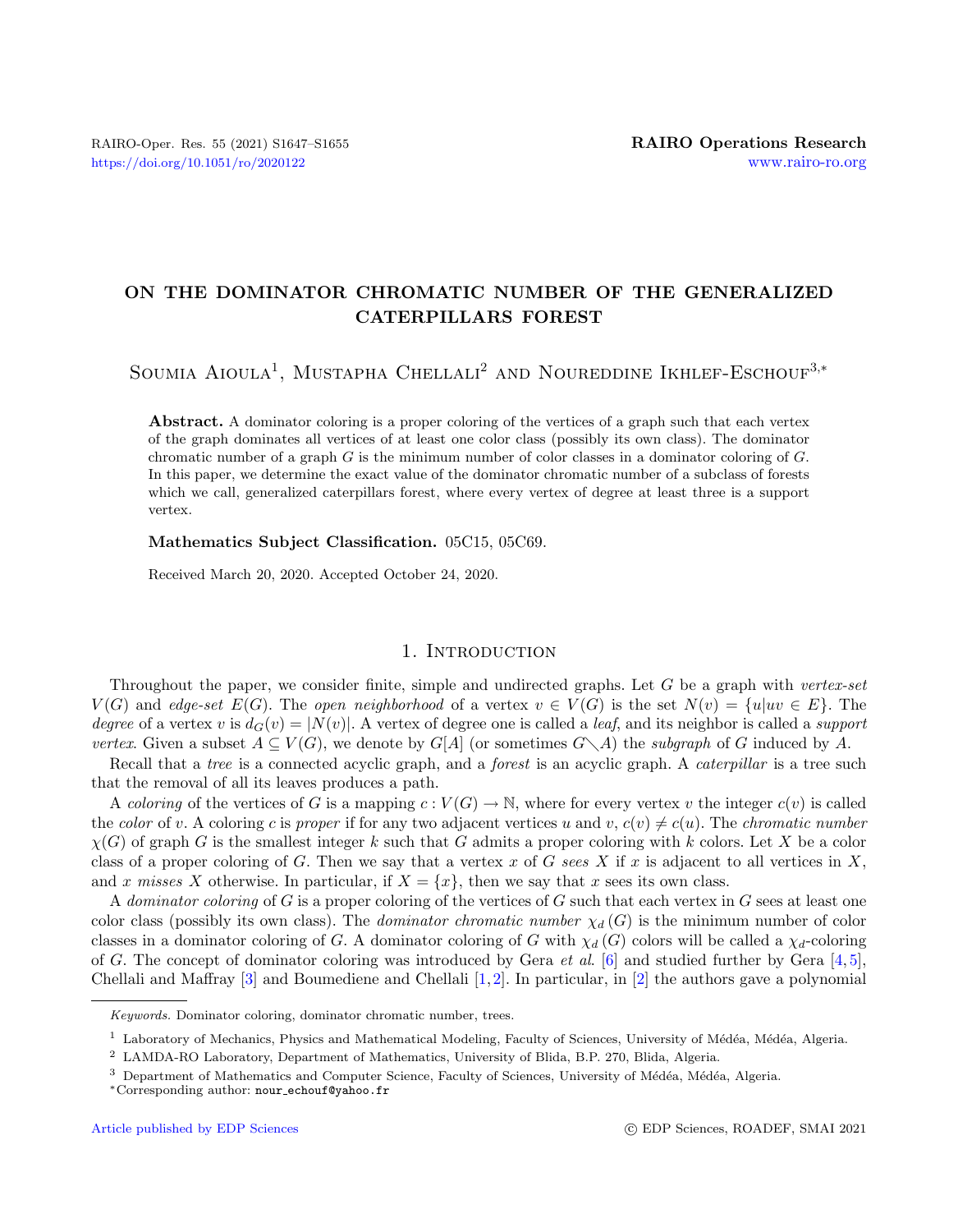# ON THE DOMINATOR CHROMATIC NUMBER OF THE GENERALIZED CATERPILLARS FOREST

Soumia Aioula[1], Mustapha Chellali[2] and Noureddine Ikhlef-Eschouf[3,*]

**Abstract.** A dominator coloring is a proper coloring of the vertices of a graph such that each vertex of the graph dominates all vertices of at least one color class (possibly its own class). The dominator chromatic number of a graph $G$ is the minimum number of color classes in a dominator coloring of $G$. In this paper, we determine the exact value of the dominator chromatic number of a subclass of forests which we call, generalized caterpillars forest, where every vertex of degree at least three is a support vertex.

**Mathematics Subject Classification.** 05C15, 05C69.

Received March 20, 2020. Accepted October 24, 2020.

## 1. Introduction

Throughout the paper, we consider finite, simple and undirected graphs. Let $G$ be a graph with *vertex-set* $V(G)$ and *edge-set* $E(G)$. The *open neighborhood* of a vertex $v \in V(G)$ is the set $N(v) = \{u | uv \in E\}$. The *degree* of a vertex $v$ is $d_G(v) = |N(v)|$. A vertex of degree one is called a *leaf*, and its neighbor is called a *support vertex*. Given a subset $A \subseteq V(G)$, we denote by $G[A]$ (or sometimes $G \setminus A$) the *subgraph* of $G$ induced by $A$.

Recall that a *tree* is a connected acyclic graph, and a *forest* is an acyclic graph. A *caterpillar* is a tree such that the removal of all its leaves produces a path.

A *coloring* of the vertices of $G$ is a mapping $c : V(G) \to \mathbb{N}$, where for every vertex $v$ the integer $c(v)$ is called the *color* of $v$. A coloring $c$ is *proper* if for any two adjacent vertices $u$ and $v$, $c(v) \neq c(u)$. The *chromatic number* $\chi(G)$ of graph $G$ is the smallest integer $k$ such that $G$ admits a proper coloring with $k$ colors. Let $X$ be a color class of a proper coloring of $G$. Then we say that a vertex $x$ of $G$ *sees* $X$ if $x$ is adjacent to all vertices in $X$, and $x$ *misses* $X$ otherwise. In particular, if $X = \{x\}$, then we say that $x$ sees its own class.

A *dominator coloring* of $G$ is a proper coloring of the vertices of $G$ such that each vertex in $G$ sees at least one color class (possibly its own class). The *dominator chromatic number* $\chi_d(G)$ is the minimum number of color classes in a dominator coloring of $G$. A dominator coloring of $G$ with $\chi_d(G)$ colors will be called a $\chi_d$-coloring of $G$. The concept of dominator coloring was introduced by Gera *et al.* [6] and studied further by Gera [4,5], Chellali and Maffray [3] and Boumediene and Chellali [1,2]. In particular, in [2] the authors gave a polynomial

*Keywords.* Dominator coloring, dominator chromatic number, trees.

[1] Laboratory of Mechanics, Physics and Mathematical Modeling, Faculty of Sciences, University of Médéa, Médéa, Algeria.

[2] LAMDA-RO Laboratory, Department of Mathematics, University of Blida, B.P. 270, Blida, Algeria.

[3] Department of Mathematics and Computer Science, Faculty of Sciences, University of Médéa, Médéa, Algeria.

*Corresponding author: nour_echouf@yahoo.fr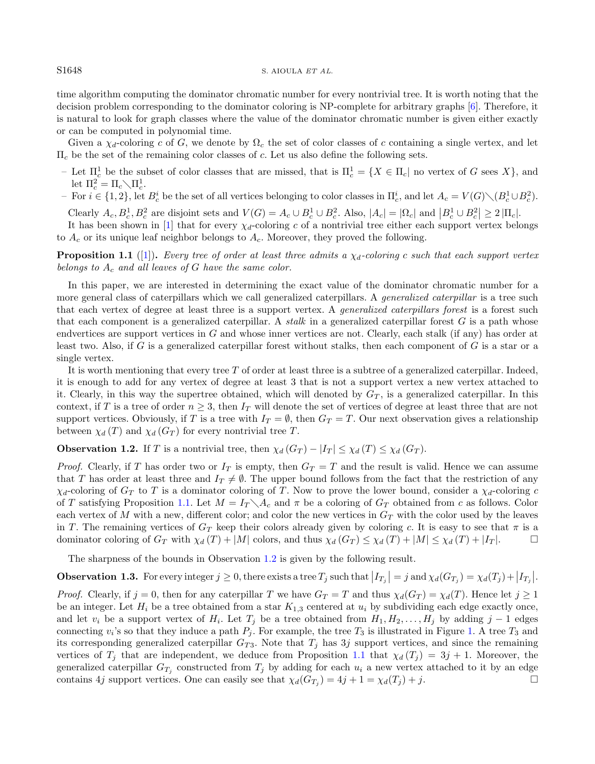time algorithm computing the dominator chromatic number for every nontrivial tree. It is worth noting that the decision problem corresponding to the dominator coloring is NP-complete for arbitrary graphs [6]. Therefore, it is natural to look for graph classes where the value of the dominator chromatic number is given either exactly or can be computed in polynomial time.

Given a $\chi_d$-coloring $c$ of $G$, we denote by $\Omega_c$ the set of color classes of $c$ containing a single vertex, and let $\Pi_c$ be the set of the remaining color classes of $c$. Let us also define the following sets.

– Let $\Pi_c^1$ be the subset of color classes that are missed, that is $\Pi_c^1 = \{X \in \Pi_c |$ no vertex of $G$ sees $X\}$, and let $\Pi_c^2 = \Pi_c \setminus \Pi_c^1$.

– For $i \in \{1, 2\}$, let $B_c^i$ be the set of all vertices belonging to color classes in $\Pi_c^i$, and let $A_c = V(G) \setminus (B_c^1 \cup B_c^2)$.

Clearly $A_c, B_c^1, B_c^2$ are disjoint sets and $V(G) = A_c \cup B_c^1 \cup B_c^2$. Also, $|A_c| = |\Omega_c|$ and $\left|B_c^1 \cup B_c^2\right| \geq 2\,|\Pi_c|$.

It has been shown in [1] that for every $\chi_d$-coloring $c$ of a nontrivial tree either each support vertex belongs to $A_c$ or its unique leaf neighbor belongs to $A_c$. Moreover, they proved the following.

**Proposition 1.1** ([1]). *Every tree of order at least three admits a $\chi_d$-coloring $c$ such that each support vertex belongs to $A_c$ and all leaves of $G$ have the same color.*

In this paper, we are interested in determining the exact value of the dominator chromatic number for a more general class of caterpillars which we call generalized caterpillars. A *generalized caterpillar* is a tree such that each vertex of degree at least three is a support vertex. A *generalized caterpillars forest* is a forest such that each component is a generalized caterpillar. A *stalk* in a generalized caterpillar forest $G$ is a path whose endvertices are support vertices in $G$ and whose inner vertices are not. Clearly, each stalk (if any) has order at least two. Also, if $G$ is a generalized caterpillar forest without stalks, then each component of $G$ is a star or a single vertex.

It is worth mentioning that every tree $T$ of order at least three is a subtree of a generalized caterpillar. Indeed, it is enough to add for any vertex of degree at least 3 that is not a support vertex a new vertex attached to it. Clearly, in this way the supertree obtained, which will denoted by $G_T$, is a generalized caterpillar. In this context, if $T$ is a tree of order $n \geq 3$, then $I_T$ will denote the set of vertices of degree at least three that are not support vertices. Obviously, if $T$ is a tree with $I_T = \emptyset$, then $G_T = T$. Our next observation gives a relationship between $\chi_d(T)$ and $\chi_d(G_T)$ for every nontrivial tree $T$.

**Observation 1.2.** If $T$ is a nontrivial tree, then $\chi_d(G_T) - |I_T| \leq \chi_d(T) \leq \chi_d(G_T)$.

*Proof.* Clearly, if $T$ has order two or $I_T$ is empty, then $G_T = T$ and the result is valid. Hence we can assume that $T$ has order at least three and $I_T \neq \emptyset$. The upper bound follows from the fact that the restriction of any $\chi_d$-coloring of $G_T$ to $T$ is a dominator coloring of $T$. Now to prove the lower bound, consider a $\chi_d$-coloring $c$ of $T$ satisfying Proposition 1.1. Let $M = I_T \setminus A_c$ and $\pi$ be a coloring of $G_T$ obtained from $c$ as follows. Color each vertex of $M$ with a new, different color; and color the new vertices in $G_T$ with the color used by the leaves in $T$. The remaining vertices of $G_T$ keep their colors already given by coloring $c$. It is easy to see that $\pi$ is a dominator coloring of $G_T$ with $\chi_d(T) + |M|$ colors, and thus $\chi_d(G_T) \leq \chi_d(T) + |M| \leq \chi_d(T) + |I_T|$. $\square$

The sharpness of the bounds in Observation 1.2 is given by the following result.

**Observation 1.3.** For every integer $j \geq 0$, there exists a tree $T_j$ such that $\left|I_{T_j}\right| = j$ and $\chi_d(G_{T_j}) = \chi_d(T_j) + \left|I_{T_j}\right|$.

*Proof.* Clearly, if $j = 0$, then for any caterpillar $T$ we have $G_T = T$ and thus $\chi_d(G_T) = \chi_d(T)$. Hence let $j \geq 1$ be an integer. Let $H_i$ be a tree obtained from a star $K_{1,3}$ centered at $u_i$ by subdividing each edge exactly once, and let $v_i$ be a support vertex of $H_i$. Let $T_j$ be a tree obtained from $H_1, H_2, \ldots, H_j$ by adding $j-1$ edges connecting $v_i$'s so that they induce a path $P_j$. For example, the tree $T_3$ is illustrated in Figure 1. A tree $T_3$ and its corresponding generalized caterpillar $G_{T3}$. Note that $T_j$ has $3j$ support vertices, and since the remaining vertices of $T_j$ that are independent, we deduce from Proposition 1.1 that $\chi_d(T_j) = 3j + 1$. Moreover, the generalized caterpillar $G_{T_j}$ constructed from $T_j$ by adding for each $u_i$ a new vertex attached to it by an edge contains $4j$ support vertices. One can easily see that $\chi_d(G_{T_j}) = 4j + 1 = \chi_d(T_j) + j$. $\square$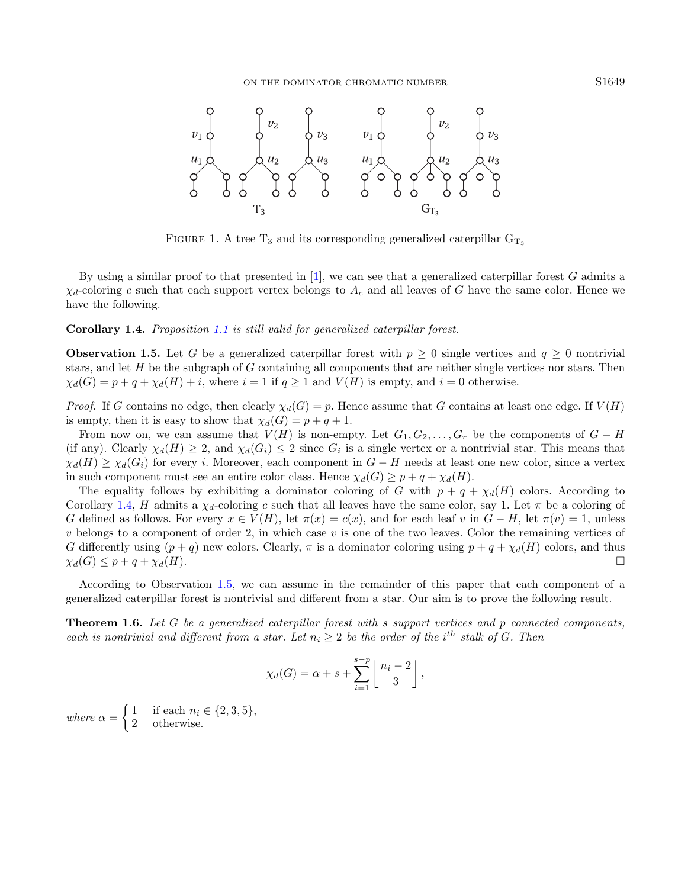FIGURE 1. A tree $T_3$ and its corresponding generalized caterpillar $G_{T_3}$

By using a similar proof to that presented in [1], we can see that a generalized caterpillar forest $G$ admits a $\chi_d$-coloring $c$ such that each support vertex belongs to $A_c$ and all leaves of $G$ have the same color. Hence we have the following.

**Corollary 1.4.** *Proposition 1.1 is still valid for generalized caterpillar forest.*

**Observation 1.5.** Let $G$ be a generalized caterpillar forest with $p \geq 0$ single vertices and $q \geq 0$ nontrivial stars, and let $H$ be the subgraph of $G$ containing all components that are neither single vertices nor stars. Then $\chi_d(G) = p + q + \chi_d(H) + i$, where $i = 1$ if $q \geq 1$ and $V(H)$ is empty, and $i = 0$ otherwise.

*Proof.* If $G$ contains no edge, then clearly $\chi_d(G) = p$. Hence assume that $G$ contains at least one edge. If $V(H)$ is empty, then it is easy to show that $\chi_d(G) = p + q + 1$.

From now on, we can assume that $V(H)$ is non-empty. Let $G_1, G_2, \ldots, G_r$ be the components of $G - H$ (if any). Clearly $\chi_d(H) \geq 2$, and $\chi_d(G_i) \leq 2$ since $G_i$ is a single vertex or a nontrivial star. This means that $\chi_d(H) \geq \chi_d(G_i)$ for every $i$. Moreover, each component in $G - H$ needs at least one new color, since a vertex in such component must see an entire color class. Hence $\chi_d(G) \geq p + q + \chi_d(H)$.

The equality follows by exhibiting a dominator coloring of $G$ with $p + q + \chi_d(H)$ colors. According to Corollary 1.4, $H$ admits a $\chi_d$-coloring $c$ such that all leaves have the same color, say 1. Let $\pi$ be a coloring of $G$ defined as follows. For every $x \in V(H)$, let $\pi(x) = c(x)$, and for each leaf $v$ in $G - H$, let $\pi(v) = 1$, unless $v$ belongs to a component of order 2, in which case $v$ is one of the two leaves. Color the remaining vertices of $G$ differently using $(p + q)$ new colors. Clearly, $\pi$ is a dominator coloring using $p + q + \chi_d(H)$ colors, and thus $\chi_d(G) \leq p + q + \chi_d(H)$. $\square$

According to Observation 1.5, we can assume in the remainder of this paper that each component of a generalized caterpillar forest is nontrivial and different from a star. Our aim is to prove the following result.

**Theorem 1.6.** *Let $G$ be a generalized caterpillar forest with $s$ support vertices and $p$ connected components, each is nontrivial and different from a star. Let $n_i \geq 2$ be the order of the $i^{th}$ stalk of $G$. Then*

$$\chi_d(G) = \alpha + s + \sum_{i=1}^{s-p} \left\lfloor \frac{n_i - 2}{3} \right\rfloor,$$

*where* $\alpha = \begin{cases} 1 & \text{if each } n_i \in \{2, 3, 5\}, \\ 2 & \text{otherwise.} \end{cases}$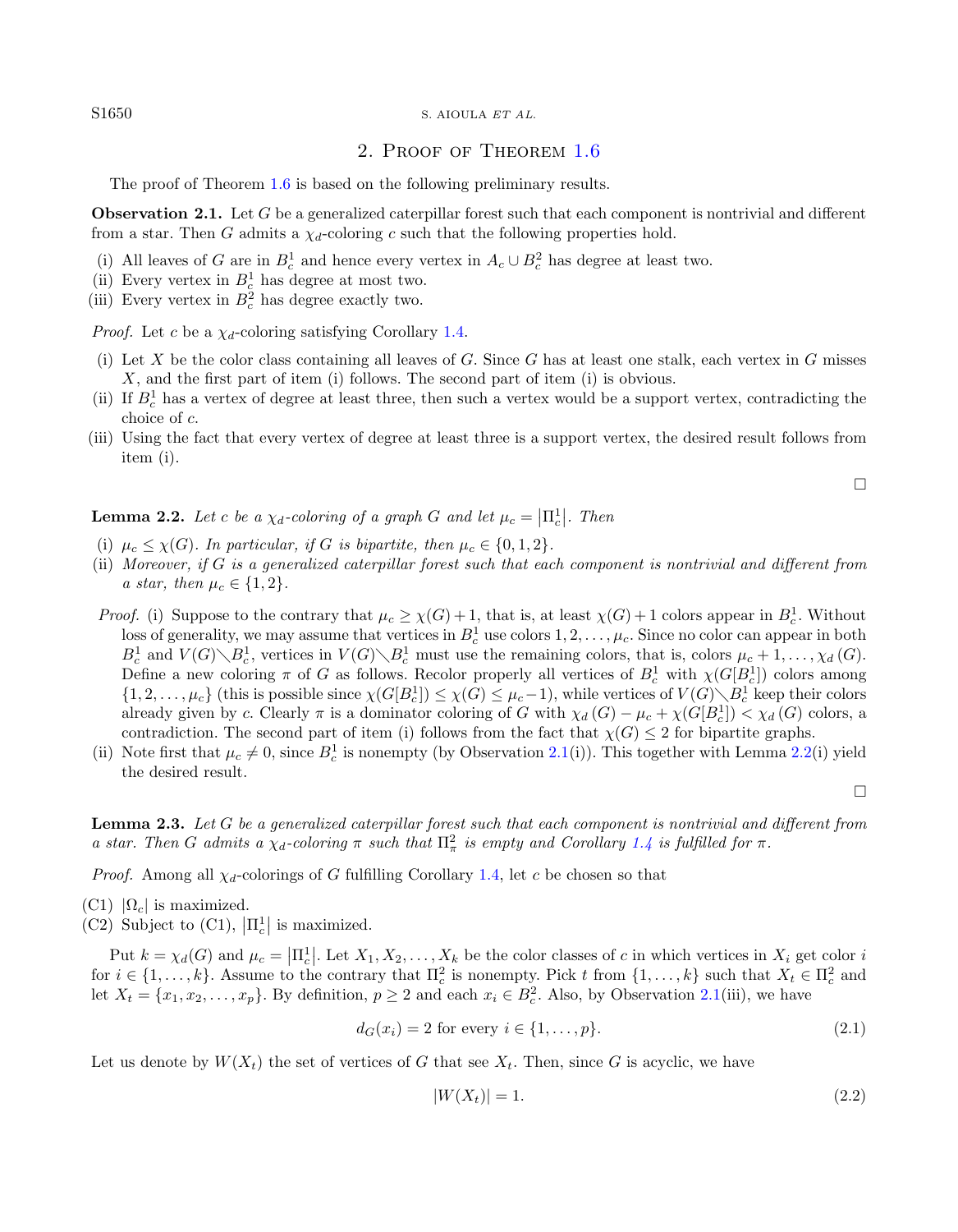## 2. Proof of Theorem 1.6

The proof of Theorem 1.6 is based on the following preliminary results.

**Observation 2.1.** Let $G$ be a generalized caterpillar forest such that each component is nontrivial and different from a star. Then $G$ admits a $\chi_d$-coloring $c$ such that the following properties hold.

- (i) All leaves of $G$ are in $B_c^1$ and hence every vertex in $A_c \cup B_c^2$ has degree at least two.
- (ii) Every vertex in $B_c^1$ has degree at most two.
- (iii) Every vertex in $B_c^2$ has degree exactly two.

*Proof.* Let $c$ be a $\chi_d$-coloring satisfying Corollary 1.4.

- (i) Let $X$ be the color class containing all leaves of $G$. Since $G$ has at least one stalk, each vertex in $G$ misses $X$, and the first part of item (i) follows. The second part of item (i) is obvious.
- (ii) If $B_c^1$ has a vertex of degree at least three, then such a vertex would be a support vertex, contradicting the choice of $c$.
- (iii) Using the fact that every vertex of degree at least three is a support vertex, the desired result follows from item (i).

□

**Lemma 2.2.** *Let $c$ be a $\chi_d$-coloring of a graph $G$ and let $\mu_c = |\Pi_c^1|$. Then*

- (i) *$\mu_c \leq \chi(G)$. In particular, if $G$ is bipartite, then $\mu_c \in \{0, 1, 2\}$.*
- (ii) *Moreover, if $G$ is a generalized caterpillar forest such that each component is nontrivial and different from a star, then $\mu_c \in \{1, 2\}$.*

*Proof.* (i) Suppose to the contrary that $\mu_c \geq \chi(G) + 1$, that is, at least $\chi(G) + 1$ colors appear in $B_c^1$. Without loss of generality, we may assume that vertices in $B_c^1$ use colors $1, 2, \ldots, \mu_c$. Since no color can appear in both $B_c^1$ and $V(G) \setminus B_c^1$, vertices in $V(G) \setminus B_c^1$ must use the remaining colors, that is, colors $\mu_c + 1, \ldots, \chi_d(G)$. Define a new coloring $\pi$ of $G$ as follows. Recolor properly all vertices of $B_c^1$ with $\chi(G[B_c^1])$ colors among $\{1, 2, \ldots, \mu_c\}$ (this is possible since $\chi(G[B_c^1]) \leq \chi(G) \leq \mu_c - 1$), while vertices of $V(G) \setminus B_c^1$ keep their colors already given by $c$. Clearly $\pi$ is a dominator coloring of $G$ with $\chi_d(G) - \mu_c + \chi(G[B_c^1]) < \chi_d(G)$ colors, a contradiction. The second part of item (i) follows from the fact that $\chi(G) \leq 2$ for bipartite graphs.

(ii) Note first that $\mu_c \neq 0$, since $B_c^1$ is nonempty (by Observation 2.1(i)). This together with Lemma 2.2(i) yield the desired result.

□

**Lemma 2.3.** *Let $G$ be a generalized caterpillar forest such that each component is nontrivial and different from a star. Then $G$ admits a $\chi_d$-coloring $\pi$ such that $\Pi_\pi^2$ is empty and Corollary 1.4 is fulfilled for $\pi$.*

*Proof.* Among all $\chi_d$-colorings of $G$ fulfilling Corollary 1.4, let $c$ be chosen so that

- (C1) $|\Omega_c|$ is maximized.
- (C2) Subject to (C1), $|\Pi_c^1|$ is maximized.

Put $k = \chi_d(G)$ and $\mu_c = |\Pi_c^1|$. Let $X_1, X_2, \ldots, X_k$ be the color classes of $c$ in which vertices in $X_i$ get color $i$ for $i \in \{1, \ldots, k\}$. Assume to the contrary that $\Pi_c^2$ is nonempty. Pick $t$ from $\{1, \ldots, k\}$ such that $X_t \in \Pi_c^2$ and let $X_t = \{x_1, x_2, \ldots, x_p\}$. By definition, $p \geq 2$ and each $x_i \in B_c^2$. Also, by Observation 2.1(iii), we have

$$d_G(x_i) = 2 \text{ for every } i \in \{1, \ldots, p\}. \tag{2.1}$$

Let us denote by $W(X_t)$ the set of vertices of $G$ that see $X_t$. Then, since $G$ is acyclic, we have

$$|W(X_t)| = 1. \tag{2.2}$$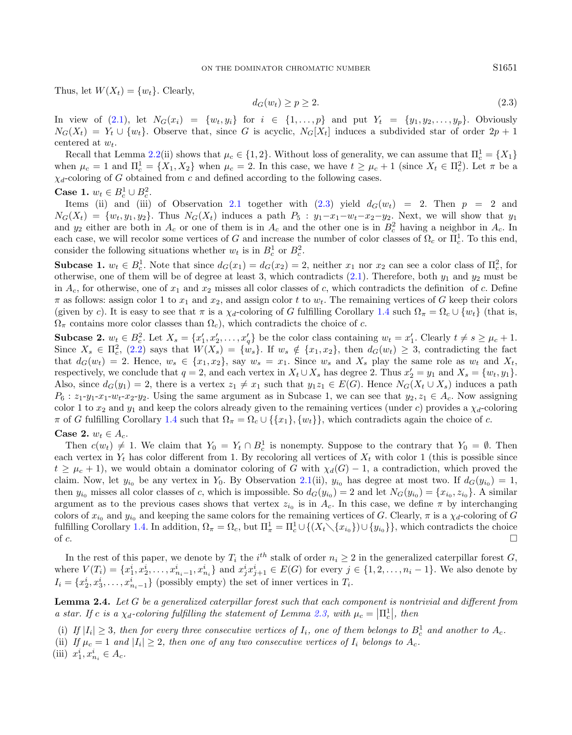Thus, let $W(X_t) = \{w_t\}$. Clearly,

$$d_G(w_t) \geq p \geq 2. \tag{2.3}$$

In view of (2.1), let $N_G(x_i) = \{w_t, y_i\}$ for $i \in \{1, \ldots, p\}$ and put $Y_t = \{y_1, y_2, \ldots, y_p\}$. Obviously $N_G(X_t) = Y_t \cup \{w_t\}$. Observe that, since $G$ is acyclic, $N_G[X_t]$ induces a subdivided star of order $2p + 1$ centered at $w_t$.

Recall that Lemma 2.2(ii) shows that $\mu_c \in \{1, 2\}$. Without loss of generality, we can assume that $\Pi_c^1 = \{X_1\}$ when $\mu_c = 1$ and $\Pi_c^1 = \{X_1, X_2\}$ when $\mu_c = 2$. In this case, we have $t \geq \mu_c + 1$ (since $X_t \in \Pi_c^2$). Let $\pi$ be a $\chi_d$-coloring of $G$ obtained from $c$ and defined according to the following cases.

**Case 1.** $w_t \in B_c^1 \cup B_c^2$.

Items (ii) and (iii) of Observation 2.1 together with (2.3) yield $d_G(w_t) = 2$. Then $p = 2$ and $N_G(X_t) = \{w_t, y_1, y_2\}$. Thus $N_G(X_t)$ induces a path $P_5 : y_1–x_1–w_t–x_2–y_2$. Next, we will show that $y_1$ and $y_2$ either are both in $A_c$ or one of them is in $A_c$ and the other one is in $B_c^2$ having a neighbor in $A_c$. In each case, we will recolor some vertices of $G$ and increase the number of color classes of $\Omega_c$ or $\Pi_c^1$. To this end, consider the following situations whether $w_t$ is in $B_c^1$ or $B_c^2$.

**Subcase 1.** $w_t \in B_c^1$. Note that since $d_G(x_1) = d_G(x_2) = 2$, neither $x_1$ nor $x_2$ can see a color class of $\Pi_c^2$, for otherwise, one of them will be of degree at least 3, which contradicts (2.1). Therefore, both $y_1$ and $y_2$ must be in $A_c$, for otherwise, one of $x_1$ and $x_2$ misses all color classes of $c$, which contradicts the definition of $c$. Define $\pi$ as follows: assign color 1 to $x_1$ and $x_2$, and assign color $t$ to $w_t$. The remaining vertices of $G$ keep their colors (given by $c$). It is easy to see that $\pi$ is a $\chi_d$-coloring of $G$ fulfilling Corollary 1.4 such $\Omega_\pi = \Omega_c \cup \{w_t\}$ (that is, $\Omega_\pi$ contains more color classes than $\Omega_c$), which contradicts the choice of $c$.

**Subcase 2.** $w_t \in B_c^2$. Let $X_s = \{x'_1, x'_2, \ldots, x'_q\}$ be the color class containing $w_t = x'_1$. Clearly $t \neq s \geq \mu_c + 1$. Since $X_s \in \Pi_c^2$, (2.2) says that $W(X_s) = \{w_s\}$. If $w_s \notin \{x_1, x_2\}$, then $d_G(w_t) \geq 3$, contradicting the fact that $d_G(w_t) = 2$. Hence, $w_s \in \{x_1, x_2\}$, say $w_s = x_1$. Since $w_s$ and $X_s$ play the same role as $w_t$ and $X_t$, respectively, we conclude that $q = 2$, and each vertex in $X_t \cup X_s$ has degree 2. Thus $x'_2 = y_1$ and $X_s = \{w_t, y_1\}$. Also, since $d_G(y_1) = 2$, there is a vertex $z_1 \neq x_1$ such that $y_1z_1 \in E(G)$. Hence $N_G(X_t \cup X_s)$ induces a path $P_6 : z_1–y_1–x_1–w_t–x_2–y_2$. Using the same argument as in Subcase 1, we can see that $y_2, z_1 \in A_c$. Now assigning color 1 to $x_2$ and $y_1$ and keep the colors already given to the remaining vertices (under $c$) provides a $\chi_d$-coloring $\pi$ of $G$ fulfilling Corollary 1.4 such that $\Omega_\pi = \Omega_c \cup \{\{x_1\}, \{w_t\}\}$, which contradicts again the choice of $c$.

**Case 2.** $w_t \in A_c$.

Then $c(w_t) \neq 1$. We claim that $Y_0 = Y_t \cap B_c^1$ is nonempty. Suppose to the contrary that $Y_0 = \emptyset$. Then each vertex in $Y_t$ has color different from 1. By recoloring all vertices of $X_t$ with color 1 (this is possible since $t \geq \mu_c + 1$), we would obtain a dominator coloring of $G$ with $\chi_d(G) - 1$, a contradiction, which proved the claim. Now, let $y_{i_0}$ be any vertex in $Y_0$. By Observation 2.1(ii), $y_{i_0}$ has degree at most two. If $d_G(y_{i_0}) = 1$, then $y_{i_0}$ misses all color classes of $c$, which is impossible. So $d_G(y_{i_0}) = 2$ and let $N_G(y_{i_0}) = \{x_{i_0}, z_{i_0}\}$. A similar argument as to the previous cases shows that vertex $z_{i_0}$ is in $A_c$. In this case, we define $\pi$ by interchanging colors of $x_{i_0}$ and $y_{i_0}$ and keeping the same colors for the remaining vertices of $G$. Clearly, $\pi$ is a $\chi_d$-coloring of $G$ fulfilling Corollary 1.4. In addition, $\Omega_\pi = \Omega_c$, but $\Pi_\pi^1 = \Pi_c^1 \cup \{(X_t \setminus \{x_{i_0}\}) \cup \{y_{i_0}\}\}$, which contradicts the choice of $c$. $\square$

In the rest of this paper, we denote by $T_i$ the $i^{th}$ stalk of order $n_i \geq 2$ in the generalized caterpillar forest $G$, where $V(T_i) = \{x_1^i, x_2^i, \ldots, x_{n_i-1}^i, x_{n_i}^i\}$ and $x_j^i x_{j+1}^i \in E(G)$ for every $j \in \{1, 2, \ldots, n_i - 1\}$. We also denote by $I_i = \{x_2^i, x_3^i, \ldots, x_{n_i-1}^i\}$ (possibly empty) the set of inner vertices in $T_i$.

**Lemma 2.4.** *Let $G$ be a generalized caterpillar forest such that each component is nontrivial and different from a star. If $c$ is a $\chi_d$-coloring fulfilling the statement of Lemma 2.3, with $\mu_c = |\Pi_c^1|$, then*

(i) *If $|I_i| \geq 3$, then for every three consecutive vertices of $I_i$, one of them belongs to $B_c^1$ and another to $A_c$.*
(ii) *If $\mu_c = 1$ and $|I_i| \geq 2$, then one of any two consecutive vertices of $I_i$ belongs to $A_c$.*
(iii) *$x_1^i, x_{n_i}^i \in A_c$.*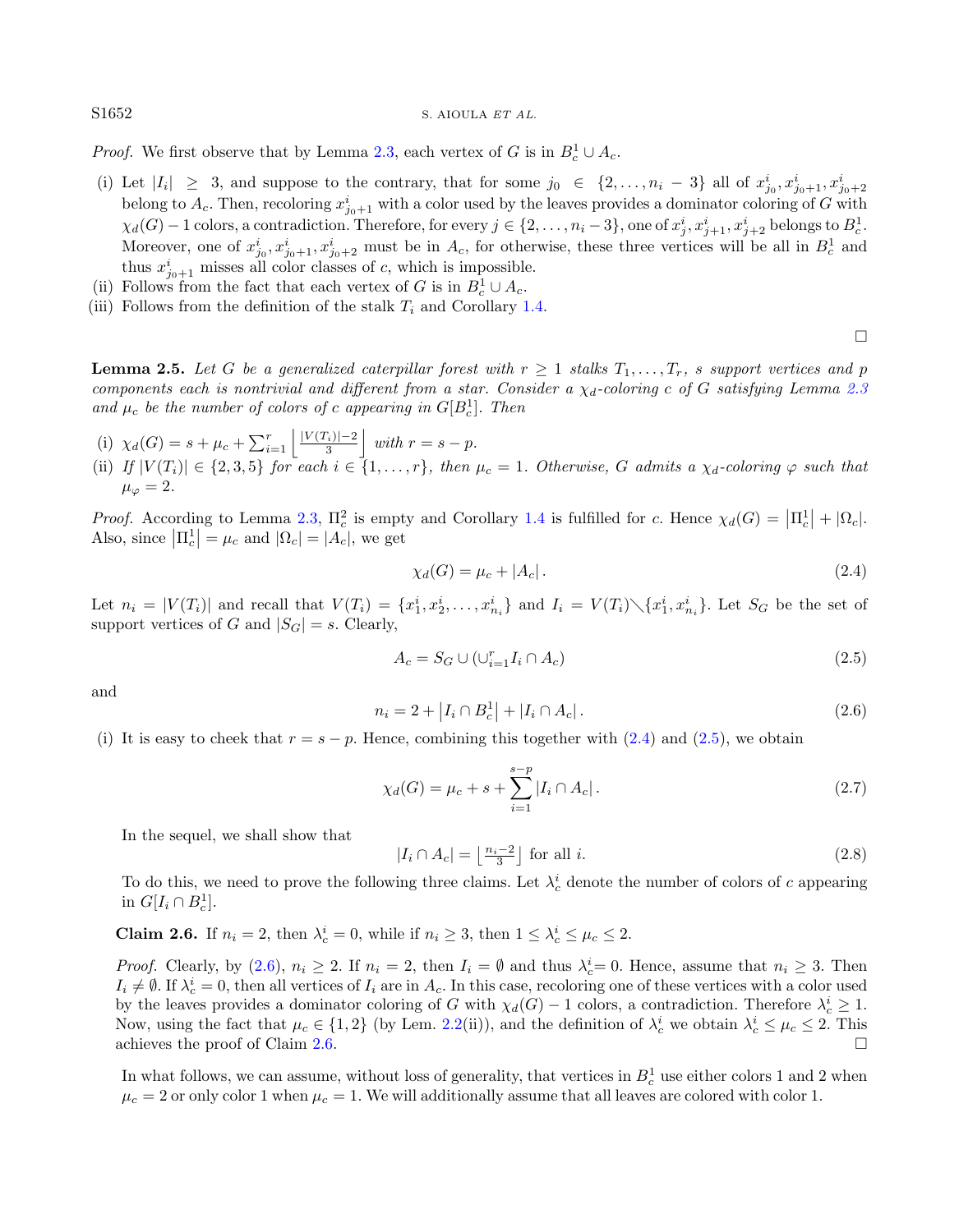*Proof.* We first observe that by Lemma 2.3, each vertex of $G$ is in $B_c^1 \cup A_c$.

- (i) Let $|I_i| \geq 3$, and suppose to the contrary, that for some $j_0 \in \{2, \ldots, n_i - 3\}$ all of $x_{j_0}^i, x_{j_0+1}^i, x_{j_0+2}^i$ belong to $A_c$. Then, recoloring $x_{j_0+1}^i$ with a color used by the leaves provides a dominator coloring of $G$ with $\chi_d(G) - 1$ colors, a contradiction. Therefore, for every $j \in \{2, \ldots, n_i - 3\}$, one of $x_j^i, x_{j+1}^i, x_{j+2}^i$ belongs to $B_c^1$. Moreover, one of $x_{j_0}^i, x_{j_0+1}^i, x_{j_0+2}^i$ must be in $A_c$, for otherwise, these three vertices will be all in $B_c^1$ and thus $x_{j_0+1}^i$ misses all color classes of $c$, which is impossible.
- (ii) Follows from the fact that each vertex of $G$ is in $B_c^1 \cup A_c$.
- (iii) Follows from the definition of the stalk $T_i$ and Corollary 1.4.

□

**Lemma 2.5.** *Let $G$ be a generalized caterpillar forest with $r \geq 1$ stalks $T_1, \ldots, T_r$, $s$ support vertices and $p$ components each is nontrivial and different from a star. Consider a $\chi_d$-coloring $c$ of $G$ satisfying Lemma 2.3 and $\mu_c$ be the number of colors of $c$ appearing in $G[B_c^1]$. Then*

- (i) $\chi_d(G) = s + \mu_c + \sum_{i=1}^{r} \left\lfloor \frac{|V(T_i)|-2}{3} \right\rfloor$ *with $r = s - p$.*
- (ii) *If $|V(T_i)| \in \{2, 3, 5\}$ for each $i \in \{1, \ldots, r\}$, then $\mu_c = 1$. Otherwise, $G$ admits a $\chi_d$-coloring $\varphi$ such that $\mu_\varphi = 2$.*

*Proof.* According to Lemma 2.3, $\Pi_c^2$ is empty and Corollary 1.4 is fulfilled for $c$. Hence $\chi_d(G) = |\Pi_c^1| + |\Omega_c|$. Also, since $|\Pi_c^1| = \mu_c$ and $|\Omega_c| = |A_c|$, we get

$$\chi_d(G) = \mu_c + |A_c|. \tag{2.4}$$

Let $n_i = |V(T_i)|$ and recall that $V(T_i) = \{x_1^i, x_2^i, \ldots, x_{n_i}^i\}$ and $I_i = V(T_i) \setminus \{x_1^i, x_{n_i}^i\}$. Let $S_G$ be the set of support vertices of $G$ and $|S_G| = s$. Clearly,

$$A_c = S_G \cup (\cup_{i=1}^{r} I_i \cap A_c) \tag{2.5}$$

and

$$n_i = 2 + |I_i \cap B_c^1| + |I_i \cap A_c|. \tag{2.6}$$

(i) It is easy to cheek that $r = s - p$. Hence, combining this together with (2.4) and (2.5), we obtain

$$\chi_d(G) = \mu_c + s + \sum_{i=1}^{s-p} |I_i \cap A_c|. \tag{2.7}$$

In the sequel, we shall show that

$$|I_i \cap A_c| = \left\lfloor \tfrac{n_i-2}{3} \right\rfloor \text{ for all } i. \tag{2.8}$$

To do this, we need to prove the following three claims. Let $\lambda_c^i$ denote the number of colors of $c$ appearing in $G[I_i \cap B_c^1]$.

**Claim 2.6.** If $n_i = 2$, then $\lambda_c^i = 0$, while if $n_i \geq 3$, then $1 \leq \lambda_c^i \leq \mu_c \leq 2$.

*Proof.* Clearly, by (2.6), $n_i \geq 2$. If $n_i = 2$, then $I_i = \emptyset$ and thus $\lambda_c^i = 0$. Hence, assume that $n_i \geq 3$. Then $I_i \neq \emptyset$. If $\lambda_c^i = 0$, then all vertices of $I_i$ are in $A_c$. In this case, recoloring one of these vertices with a color used by the leaves provides a dominator coloring of $G$ with $\chi_d(G) - 1$ colors, a contradiction. Therefore $\lambda_c^i \geq 1$. Now, using the fact that $\mu_c \in \{1, 2\}$ (by Lem. 2.2(ii)), and the definition of $\lambda_c^i$ we obtain $\lambda_c^i \leq \mu_c \leq 2$. This achieves the proof of Claim 2.6. □

In what follows, we can assume, without loss of generality, that vertices in $B_c^1$ use either colors 1 and 2 when $\mu_c = 2$ or only color 1 when $\mu_c = 1$. We will additionally assume that all leaves are colored with color 1.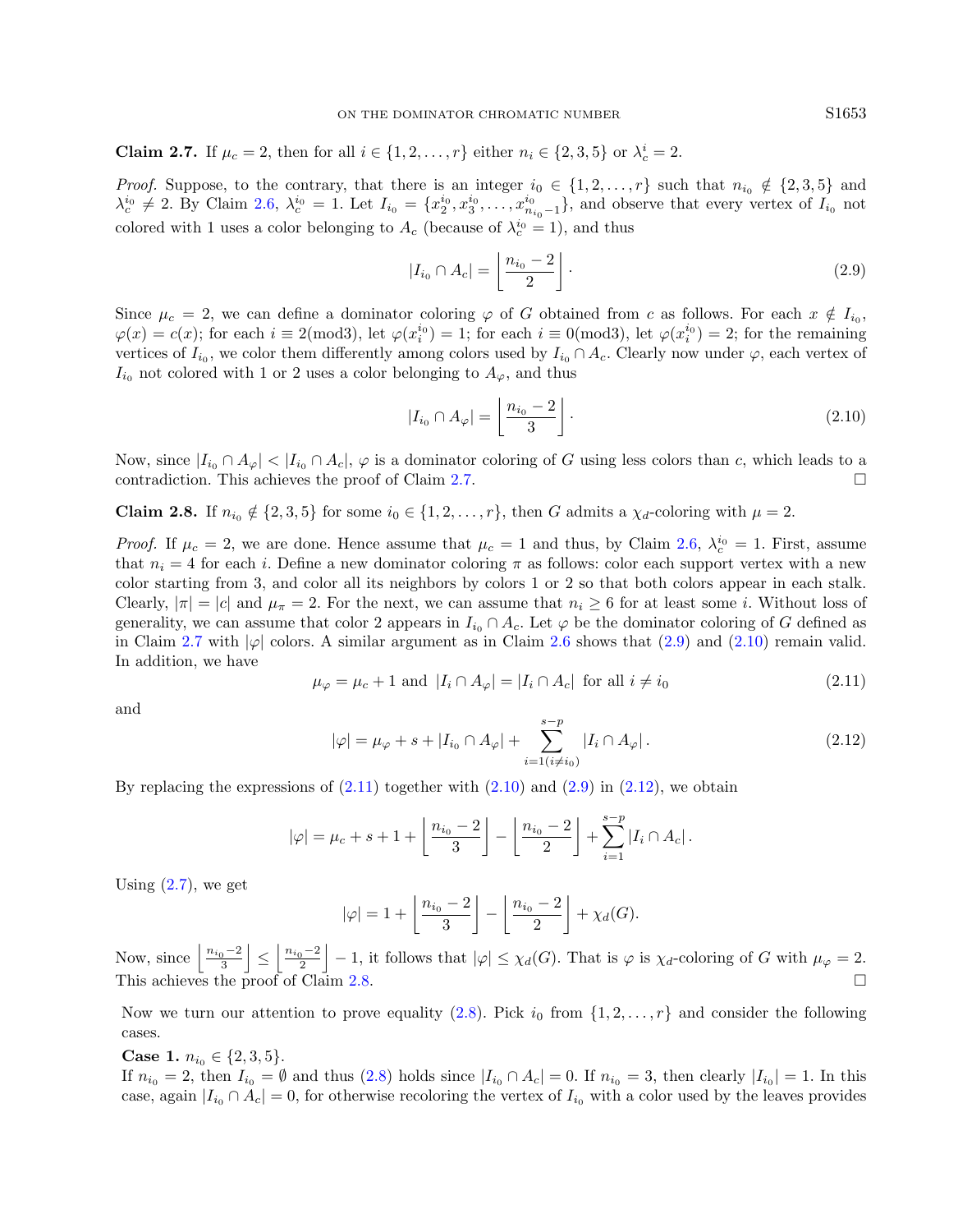**Claim 2.7.** If $\mu_c = 2$, then for all $i \in \{1, 2, \ldots, r\}$ either $n_i \in \{2, 3, 5\}$ or $\lambda_c^i = 2$.

*Proof.* Suppose, to the contrary, that there is an integer $i_0 \in \{1, 2, \ldots, r\}$ such that $n_{i_0} \notin \{2, 3, 5\}$ and $\lambda_c^{i_0} \neq 2$. By Claim 2.6, $\lambda_c^{i_0} = 1$. Let $I_{i_0} = \{x_2^{i_0}, x_3^{i_0}, \ldots, x_{n_{i_0}-1}^{i_0}\}$, and observe that every vertex of $I_{i_0}$ not colored with 1 uses a color belonging to $A_c$ (because of $\lambda_c^{i_0} = 1$), and thus

$$|I_{i_0} \cap A_c| = \left\lfloor \frac{n_{i_0} - 2}{2} \right\rfloor. \tag{2.9}$$

Since $\mu_c = 2$, we can define a dominator coloring $\varphi$ of $G$ obtained from $c$ as follows. For each $x \notin I_{i_0}$, $\varphi(x) = c(x)$; for each $i \equiv 2(\text{mod}3)$, let $\varphi(x_i^{i_0}) = 1$; for each $i \equiv 0(\text{mod}3)$, let $\varphi(x_i^{i_0}) = 2$; for the remaining vertices of $I_{i_0}$, we color them differently among colors used by $I_{i_0} \cap A_c$. Clearly now under $\varphi$, each vertex of $I_{i_0}$ not colored with 1 or 2 uses a color belonging to $A_\varphi$, and thus

$$|I_{i_0} \cap A_\varphi| = \left\lfloor \frac{n_{i_0} - 2}{3} \right\rfloor. \tag{2.10}$$

Now, since $|I_{i_0} \cap A_\varphi| < |I_{i_0} \cap A_c|$, $\varphi$ is a dominator coloring of $G$ using less colors than $c$, which leads to a contradiction. This achieves the proof of Claim 2.7. $\square$

**Claim 2.8.** If $n_{i_0} \notin \{2, 3, 5\}$ for some $i_0 \in \{1, 2, \ldots, r\}$, then $G$ admits a $\chi_d$-coloring with $\mu = 2$.

*Proof.* If $\mu_c = 2$, we are done. Hence assume that $\mu_c = 1$ and thus, by Claim 2.6, $\lambda_c^{i_0} = 1$. First, assume that $n_i = 4$ for each $i$. Define a new dominator coloring $\pi$ as follows: color each support vertex with a new color starting from 3, and color all its neighbors by colors 1 or 2 so that both colors appear in each stalk. Clearly, $|\pi| = |c|$ and $\mu_\pi = 2$. For the next, we can assume that $n_i \geq 6$ for at least some $i$. Without loss of generality, we can assume that color 2 appears in $I_{i_0} \cap A_c$. Let $\varphi$ be the dominator coloring of $G$ defined as in Claim 2.7 with $|\varphi|$ colors. A similar argument as in Claim 2.6 shows that (2.9) and (2.10) remain valid. In addition, we have

$$\mu_\varphi = \mu_c + 1 \text{ and } |I_i \cap A_\varphi| = |I_i \cap A_c| \text{ for all } i \neq i_0 \tag{2.11}$$

and

$$|\varphi| = \mu_\varphi + s + |I_{i_0} \cap A_\varphi| + \sum_{i=1 (i \neq i_0)}^{s-p} |I_i \cap A_\varphi|. \tag{2.12}$$

By replacing the expressions of (2.11) together with (2.10) and (2.9) in (2.12), we obtain

$$|\varphi| = \mu_c + s + 1 + \left\lfloor \frac{n_{i_0} - 2}{3} \right\rfloor - \left\lfloor \frac{n_{i_0} - 2}{2} \right\rfloor + \sum_{i=1}^{s-p} |I_i \cap A_c|.$$

Using (2.7), we get

$$|\varphi| = 1 + \left\lfloor \frac{n_{i_0} - 2}{3} \right\rfloor - \left\lfloor \frac{n_{i_0} - 2}{2} \right\rfloor + \chi_d(G).$$

Now, since $\left\lfloor \frac{n_{i_0}-2}{3} \right\rfloor \leq \left\lfloor \frac{n_{i_0}-2}{2} \right\rfloor - 1$, it follows that $|\varphi| \leq \chi_d(G)$. That is $\varphi$ is $\chi_d$-coloring of $G$ with $\mu_\varphi = 2$. This achieves the proof of Claim 2.8. $\square$

Now we turn our attention to prove equality (2.8). Pick $i_0$ from $\{1, 2, \ldots, r\}$ and consider the following cases.

**Case 1.** $n_{i_0} \in \{2, 3, 5\}$.
If $n_{i_0} = 2$, then $I_{i_0} = \emptyset$ and thus (2.8) holds since $|I_{i_0} \cap A_c| = 0$. If $n_{i_0} = 3$, then clearly $|I_{i_0}| = 1$. In this case, again $|I_{i_0} \cap A_c| = 0$, for otherwise recoloring the vertex of $I_{i_0}$ with a color used by the leaves provides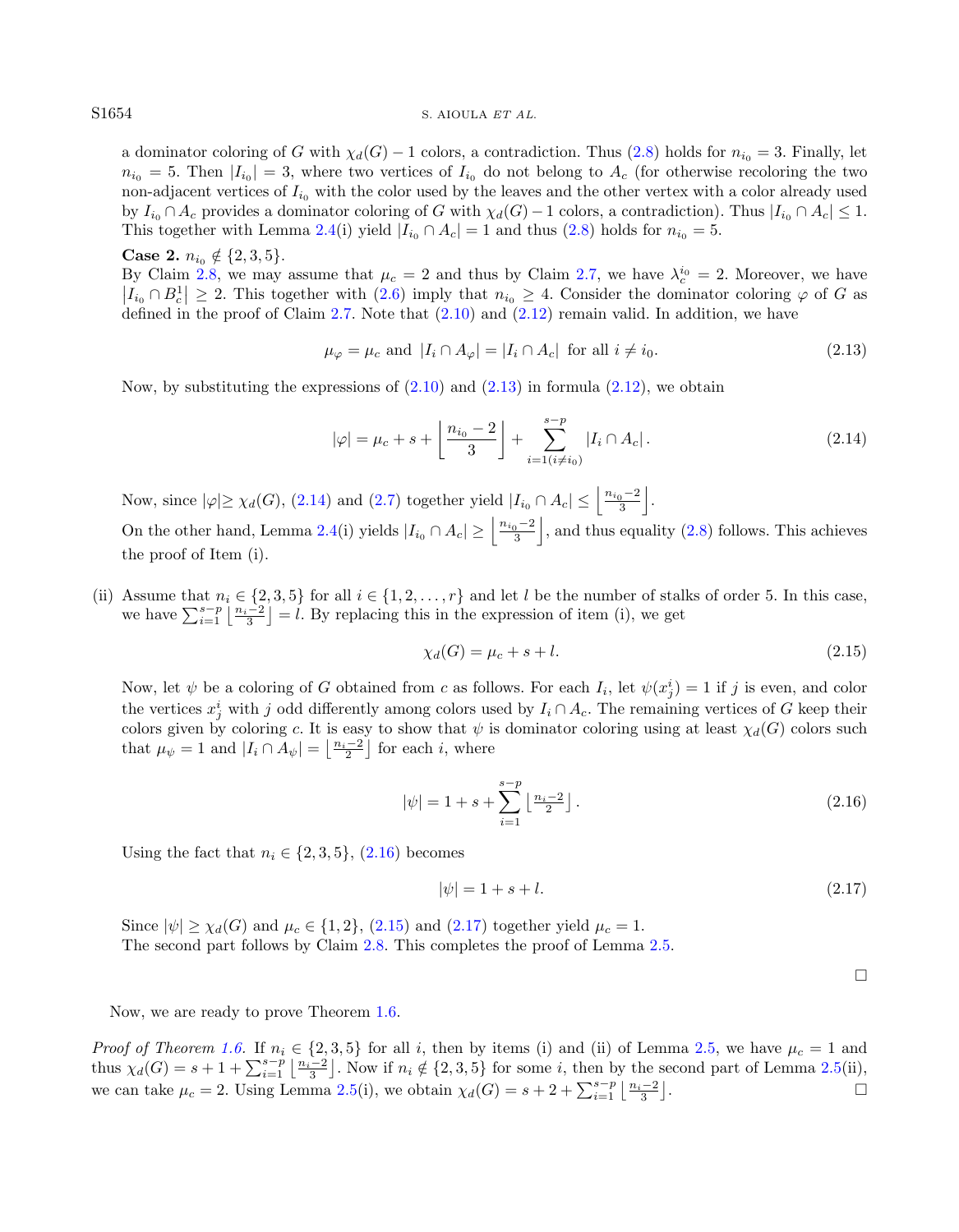a dominator coloring of $G$ with $\chi_d(G) - 1$ colors, a contradiction. Thus (2.8) holds for $n_{i_0} = 3$. Finally, let $n_{i_0} = 5$. Then $|I_{i_0}| = 3$, where two vertices of $I_{i_0}$ do not belong to $A_c$ (for otherwise recoloring the two non-adjacent vertices of $I_{i_0}$ with the color used by the leaves and the other vertex with a color already used by $I_{i_0} \cap A_c$ provides a dominator coloring of $G$ with $\chi_d(G) - 1$ colors, a contradiction). Thus $|I_{i_0} \cap A_c| \leq 1$. This together with Lemma 2.4(i) yield $|I_{i_0} \cap A_c| = 1$ and thus (2.8) holds for $n_{i_0} = 5$.

**Case 2.** $n_{i_0} \notin \{2, 3, 5\}$.
By Claim 2.8, we may assume that $\mu_c = 2$ and thus by Claim 2.7, we have $\lambda_c^{i_0} = 2$. Moreover, we have $\left|I_{i_0} \cap B_c^1\right| \geq 2$. This together with (2.6) imply that $n_{i_0} \geq 4$. Consider the dominator coloring $\varphi$ of $G$ as defined in the proof of Claim 2.7. Note that (2.10) and (2.12) remain valid. In addition, we have

$$\mu_\varphi = \mu_c \text{ and } |I_i \cap A_\varphi| = |I_i \cap A_c| \text{ for all } i \neq i_0. \tag{2.13}$$

Now, by substituting the expressions of (2.10) and (2.13) in formula (2.12), we obtain

$$|\varphi| = \mu_c + s + \left\lfloor \frac{n_{i_0} - 2}{3} \right\rfloor + \sum_{i=1 (i \neq i_0)}^{s-p} |I_i \cap A_c|. \tag{2.14}$$

Now, since $|\varphi| \geq \chi_d(G)$, (2.14) and (2.7) together yield $|I_{i_0} \cap A_c| \leq \left\lfloor \frac{n_{i_0}-2}{3} \right\rfloor$.

On the other hand, Lemma 2.4(i) yields $|I_{i_0} \cap A_c| \geq \left\lfloor \frac{n_{i_0}-2}{3} \right\rfloor$, and thus equality (2.8) follows. This achieves the proof of Item (i).

(ii) Assume that $n_i \in \{2, 3, 5\}$ for all $i \in \{1, 2, \ldots, r\}$ and let $l$ be the number of stalks of order 5. In this case, we have $\sum_{i=1}^{s-p} \left\lfloor \frac{n_i - 2}{3} \right\rfloor = l$. By replacing this in the expression of item (i), we get

$$\chi_d(G) = \mu_c + s + l. \tag{2.15}$$

Now, let $\psi$ be a coloring of $G$ obtained from $c$ as follows. For each $I_i$, let $\psi(x_j^i) = 1$ if $j$ is even, and color the vertices $x_j^i$ with $j$ odd differently among colors used by $I_i \cap A_c$. The remaining vertices of $G$ keep their colors given by coloring $c$. It is easy to show that $\psi$ is dominator coloring using at least $\chi_d(G)$ colors such that $\mu_\psi = 1$ and $|I_i \cap A_\psi| = \left\lfloor \frac{n_i-2}{2} \right\rfloor$ for each $i$, where

$$|\psi| = 1 + s + \sum_{i=1}^{s-p} \left\lfloor \tfrac{n_i-2}{2} \right\rfloor. \tag{2.16}$$

Using the fact that $n_i \in \{2, 3, 5\}$, (2.16) becomes

$$|\psi| = 1 + s + l. \tag{2.17}$$

Since $|\psi| \geq \chi_d(G)$ and $\mu_c \in \{1, 2\}$, (2.15) and (2.17) together yield $\mu_c = 1$.
The second part follows by Claim 2.8. This completes the proof of Lemma 2.5.

□

Now, we are ready to prove Theorem 1.6.

*Proof of Theorem 1.6.* If $n_i \in \{2, 3, 5\}$ for all $i$, then by items (i) and (ii) of Lemma 2.5, we have $\mu_c = 1$ and thus $\chi_d(G) = s + 1 + \sum_{i=1}^{s-p} \left\lfloor \frac{n_i-2}{3} \right\rfloor$. Now if $n_i \notin \{2, 3, 5\}$ for some $i$, then by the second part of Lemma 2.5(ii), we can take $\mu_c = 2$. Using Lemma 2.5(i), we obtain $\chi_d(G) = s + 2 + \sum_{i=1}^{s-p} \left\lfloor \frac{n_i-2}{3} \right\rfloor$. □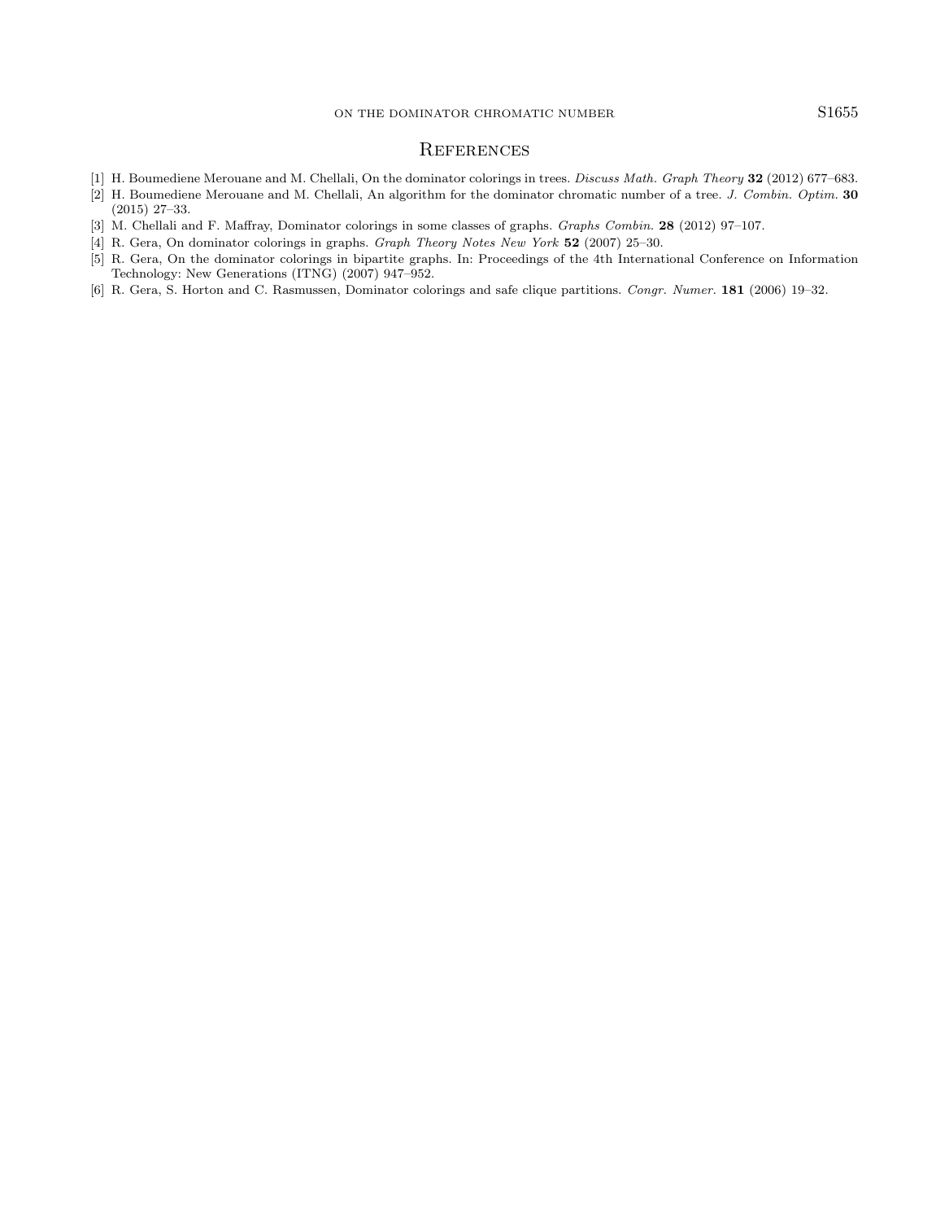## References

[1] H. Boumediene Merouane and M. Chellali, On the dominator colorings in trees. *Discuss Math. Graph Theory* **32** (2012) 677–683.

[2] H. Boumediene Merouane and M. Chellali, An algorithm for the dominator chromatic number of a tree. *J. Combin. Optim.* **30** (2015) 27–33.

[3] M. Chellali and F. Maffray, Dominator colorings in some classes of graphs. *Graphs Combin.* **28** (2012) 97–107.

[4] R. Gera, On dominator colorings in graphs. *Graph Theory Notes New York* **52** (2007) 25–30.

[5] R. Gera, On the dominator colorings in bipartite graphs. In: Proceedings of the 4th International Conference on Information Technology: New Generations (ITNG) (2007) 947–952.

[6] R. Gera, S. Horton and C. Rasmussen, Dominator colorings and safe clique partitions. *Congr. Numer.* **181** (2006) 19–32.